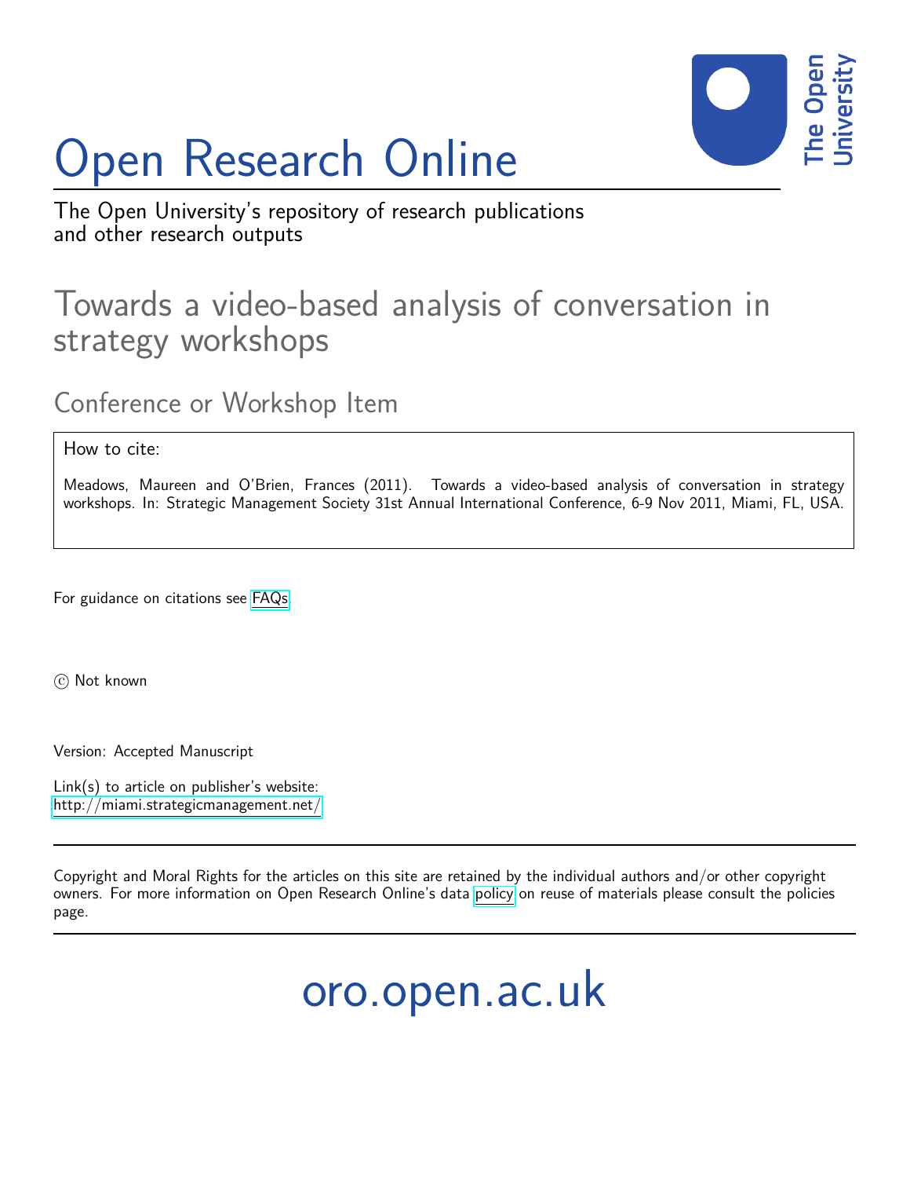# Open Research Online

The Open University's repository of research publications and other research outputs

## Towards a video-based analysis of conversation in strategy workshops

### Conference or Workshop Item

How to cite:

Meadows, Maureen and O'Brien, Frances (2011). Towards a video-based analysis of conversation in strategy workshops. In: Strategic Management Society 31st Annual International Conference, 6-9 Nov 2011, Miami, FL, USA.

For guidance on citations see FAQs.

© Not known

Version: Accepted Manuscript

Link(s) to article on publisher's website:
http://miami.strategicmanagement.net/

Copyright and Moral Rights for the articles on this site are retained by the individual authors and/or other copyright owners. For more information on Open Research Online's data policy on reuse of materials please consult the policies page.

oro.open.ac.uk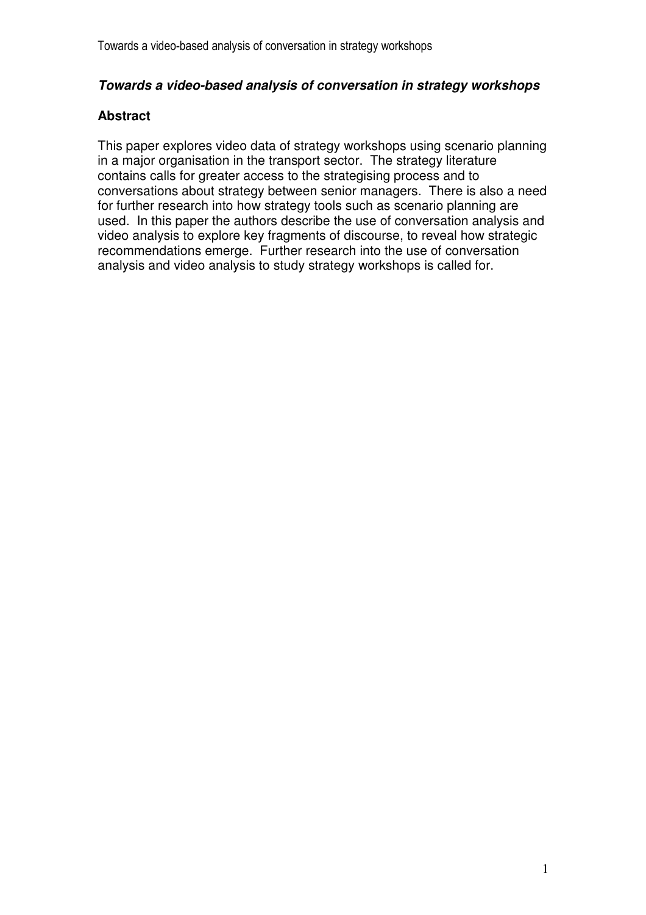***Towards a video-based analysis of conversation in strategy workshops***

## Abstract

This paper explores video data of strategy workshops using scenario planning in a major organisation in the transport sector. The strategy literature contains calls for greater access to the strategising process and to conversations about strategy between senior managers. There is also a need for further research into how strategy tools such as scenario planning are used. In this paper the authors describe the use of conversation analysis and video analysis to explore key fragments of discourse, to reveal how strategic recommendations emerge. Further research into the use of conversation analysis and video analysis to study strategy workshops is called for.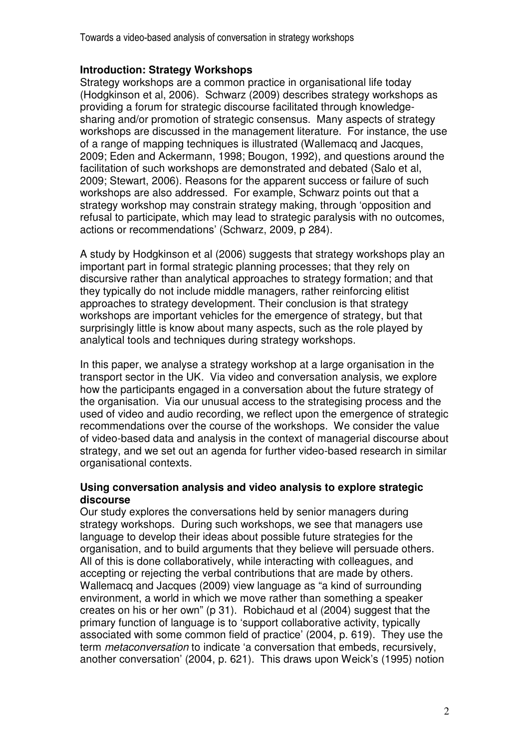## Introduction: Strategy Workshops

Strategy workshops are a common practice in organisational life today (Hodgkinson et al, 2006). Schwarz (2009) describes strategy workshops as providing a forum for strategic discourse facilitated through knowledge-sharing and/or promotion of strategic consensus. Many aspects of strategy workshops are discussed in the management literature. For instance, the use of a range of mapping techniques is illustrated (Wallemacq and Jacques, 2009; Eden and Ackermann, 1998; Bougon, 1992), and questions around the facilitation of such workshops are demonstrated and debated (Salo et al, 2009; Stewart, 2006). Reasons for the apparent success or failure of such workshops are also addressed. For example, Schwarz points out that a strategy workshop may constrain strategy making, through 'opposition and refusal to participate, which may lead to strategic paralysis with no outcomes, actions or recommendations' (Schwarz, 2009, p 284).

A study by Hodgkinson et al (2006) suggests that strategy workshops play an important part in formal strategic planning processes; that they rely on discursive rather than analytical approaches to strategy formation; and that they typically do not include middle managers, rather reinforcing elitist approaches to strategy development. Their conclusion is that strategy workshops are important vehicles for the emergence of strategy, but that surprisingly little is know about many aspects, such as the role played by analytical tools and techniques during strategy workshops.

In this paper, we analyse a strategy workshop at a large organisation in the transport sector in the UK. Via video and conversation analysis, we explore how the participants engaged in a conversation about the future strategy of the organisation. Via our unusual access to the strategising process and the used of video and audio recording, we reflect upon the emergence of strategic recommendations over the course of the workshops. We consider the value of video-based data and analysis in the context of managerial discourse about strategy, and we set out an agenda for further video-based research in similar organisational contexts.

## Using conversation analysis and video analysis to explore strategic discourse

Our study explores the conversations held by senior managers during strategy workshops. During such workshops, we see that managers use language to develop their ideas about possible future strategies for the organisation, and to build arguments that they believe will persuade others. All of this is done collaboratively, while interacting with colleagues, and accepting or rejecting the verbal contributions that are made by others. Wallemacq and Jacques (2009) view language as "a kind of surrounding environment, a world in which we move rather than something a speaker creates on his or her own" (p 31). Robichaud et al (2004) suggest that the primary function of language is to 'support collaborative activity, typically associated with some common field of practice' (2004, p. 619). They use the term *metaconversation* to indicate 'a conversation that embeds, recursively, another conversation' (2004, p. 621). This draws upon Weick's (1995) notion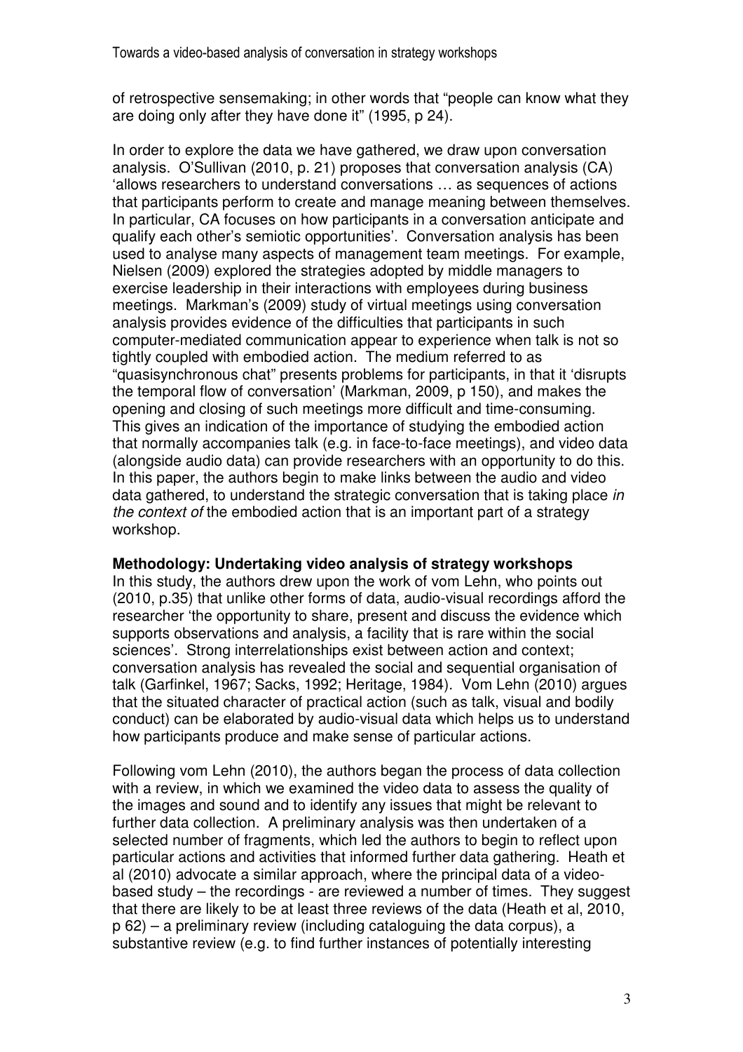of retrospective sensemaking; in other words that "people can know what they are doing only after they have done it" (1995, p 24).

In order to explore the data we have gathered, we draw upon conversation analysis. O'Sullivan (2010, p. 21) proposes that conversation analysis (CA) 'allows researchers to understand conversations … as sequences of actions that participants perform to create and manage meaning between themselves. In particular, CA focuses on how participants in a conversation anticipate and qualify each other's semiotic opportunities'. Conversation analysis has been used to analyse many aspects of management team meetings. For example, Nielsen (2009) explored the strategies adopted by middle managers to exercise leadership in their interactions with employees during business meetings. Markman's (2009) study of virtual meetings using conversation analysis provides evidence of the difficulties that participants in such computer-mediated communication appear to experience when talk is not so tightly coupled with embodied action. The medium referred to as "quasisynchronous chat" presents problems for participants, in that it 'disrupts the temporal flow of conversation' (Markman, 2009, p 150), and makes the opening and closing of such meetings more difficult and time-consuming. This gives an indication of the importance of studying the embodied action that normally accompanies talk (e.g. in face-to-face meetings), and video data (alongside audio data) can provide researchers with an opportunity to do this. In this paper, the authors begin to make links between the audio and video data gathered, to understand the strategic conversation that is taking place *in the context of* the embodied action that is an important part of a strategy workshop.

**Methodology: Undertaking video analysis of strategy workshops**

In this study, the authors drew upon the work of vom Lehn, who points out (2010, p.35) that unlike other forms of data, audio-visual recordings afford the researcher 'the opportunity to share, present and discuss the evidence which supports observations and analysis, a facility that is rare within the social sciences'. Strong interrelationships exist between action and context; conversation analysis has revealed the social and sequential organisation of talk (Garfinkel, 1967; Sacks, 1992; Heritage, 1984). Vom Lehn (2010) argues that the situated character of practical action (such as talk, visual and bodily conduct) can be elaborated by audio-visual data which helps us to understand how participants produce and make sense of particular actions.

Following vom Lehn (2010), the authors began the process of data collection with a review, in which we examined the video data to assess the quality of the images and sound and to identify any issues that might be relevant to further data collection. A preliminary analysis was then undertaken of a selected number of fragments, which led the authors to begin to reflect upon particular actions and activities that informed further data gathering. Heath et al (2010) advocate a similar approach, where the principal data of a video-based study – the recordings - are reviewed a number of times. They suggest that there are likely to be at least three reviews of the data (Heath et al, 2010, p 62) – a preliminary review (including cataloguing the data corpus), a substantive review (e.g. to find further instances of potentially interesting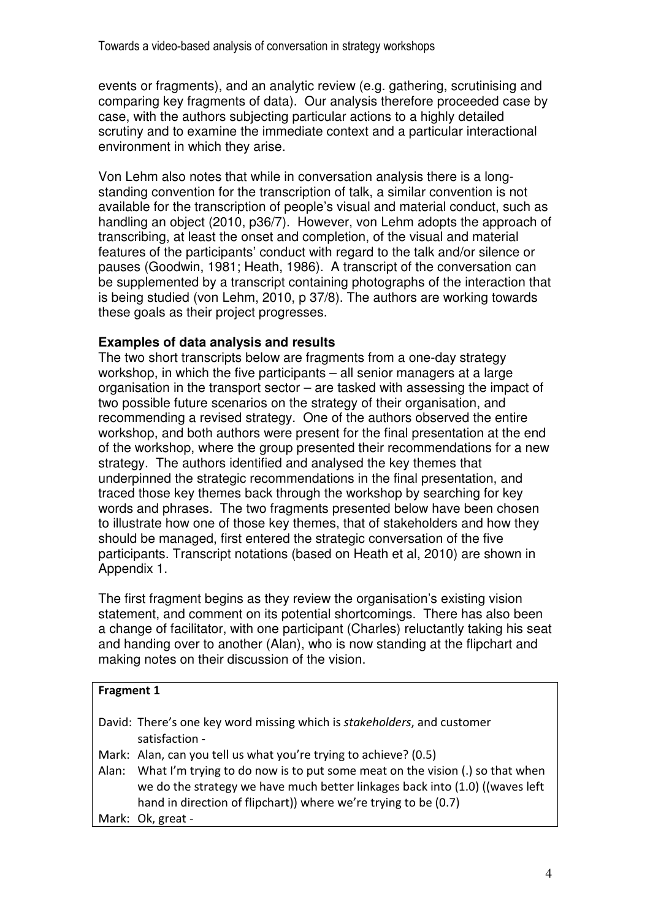events or fragments), and an analytic review (e.g. gathering, scrutinising and comparing key fragments of data). Our analysis therefore proceeded case by case, with the authors subjecting particular actions to a highly detailed scrutiny and to examine the immediate context and a particular interactional environment in which they arise.

Von Lehm also notes that while in conversation analysis there is a long-standing convention for the transcription of talk, a similar convention is not available for the transcription of people's visual and material conduct, such as handling an object (2010, p36/7). However, von Lehm adopts the approach of transcribing, at least the onset and completion, of the visual and material features of the participants' conduct with regard to the talk and/or silence or pauses (Goodwin, 1981; Heath, 1986). A transcript of the conversation can be supplemented by a transcript containing photographs of the interaction that is being studied (von Lehm, 2010, p 37/8). The authors are working towards these goals as their project progresses.

### Examples of data analysis and results

The two short transcripts below are fragments from a one-day strategy workshop, in which the five participants – all senior managers at a large organisation in the transport sector – are tasked with assessing the impact of two possible future scenarios on the strategy of their organisation, and recommending a revised strategy. One of the authors observed the entire workshop, and both authors were present for the final presentation at the end of the workshop, where the group presented their recommendations for a new strategy. The authors identified and analysed the key themes that underpinned the strategic recommendations in the final presentation, and traced those key themes back through the workshop by searching for key words and phrases. The two fragments presented below have been chosen to illustrate how one of those key themes, that of stakeholders and how they should be managed, first entered the strategic conversation of the five participants. Transcript notations (based on Heath et al, 2010) are shown in Appendix 1.

The first fragment begins as they review the organisation's existing vision statement, and comment on its potential shortcomings. There has also been a change of facilitator, with one participant (Charles) reluctantly taking his seat and handing over to another (Alan), who is now standing at the flipchart and making notes on their discussion of the vision.

**Fragment 1**

David: There's one key word missing which is *stakeholders*, and customer satisfaction -

Mark: Alan, can you tell us what you're trying to achieve? (0.5)

Alan: What I'm trying to do now is to put some meat on the vision (.) so that when we do the strategy we have much better linkages back into (1.0) ((waves left hand in direction of flipchart)) where we're trying to be (0.7)

Mark: Ok, great -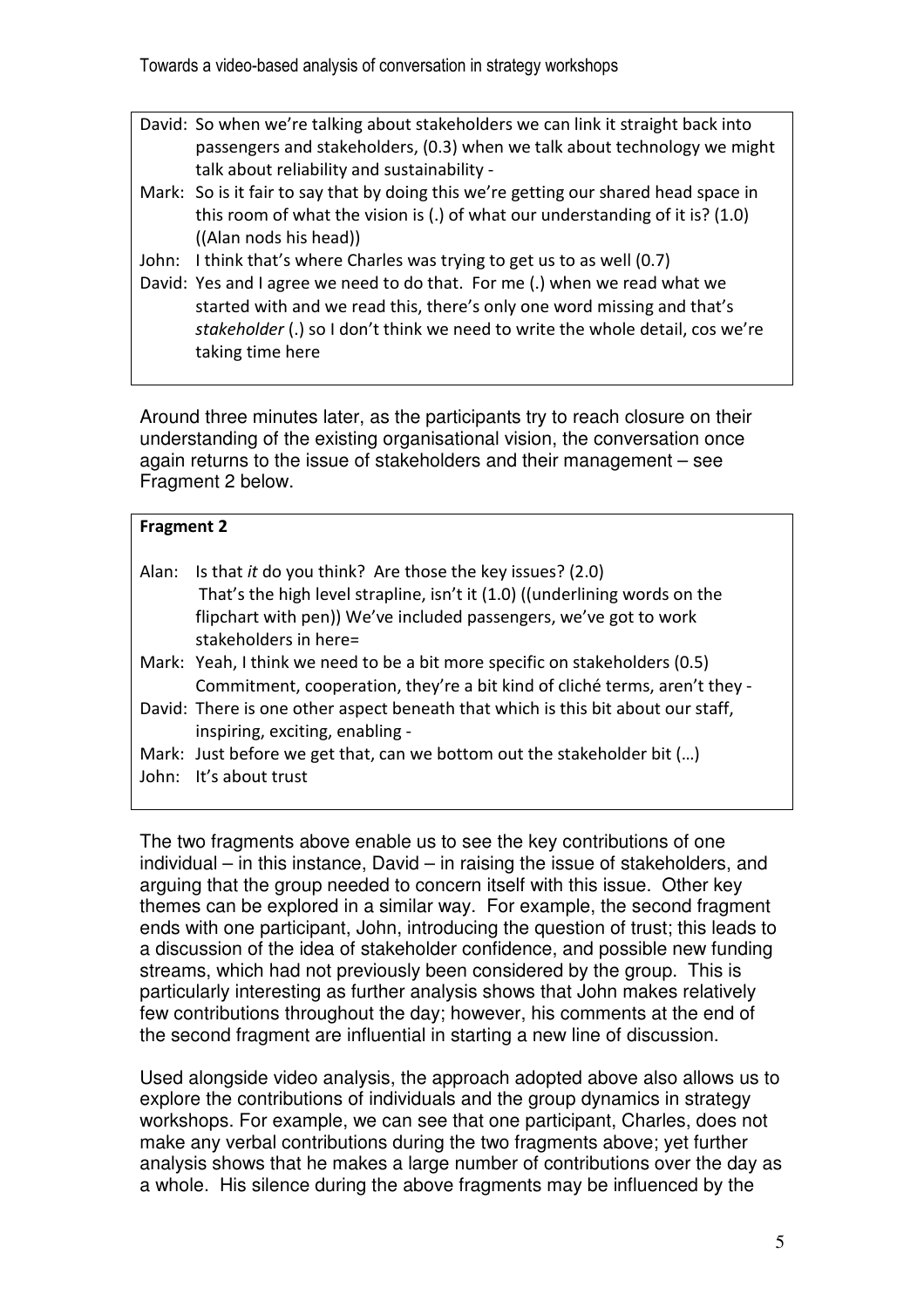David: So when we're talking about stakeholders we can link it straight back into passengers and stakeholders, (0.3) when we talk about technology we might talk about reliability and sustainability -

Mark: So is it fair to say that by doing this we're getting our shared head space in this room of what the vision is (.) of what our understanding of it is? (1.0) ((Alan nods his head))

John: I think that's where Charles was trying to get us to as well (0.7)

David: Yes and I agree we need to do that. For me (.) when we read what we started with and we read this, there's only one word missing and that's *stakeholder* (.) so I don't think we need to write the whole detail, cos we're taking time here

Around three minutes later, as the participants try to reach closure on their understanding of the existing organisational vision, the conversation once again returns to the issue of stakeholders and their management – see Fragment 2 below.

**Fragment 2**

Alan: Is that *it* do you think? Are those the key issues? (2.0) That's the high level strapline, isn't it (1.0) ((underlining words on the flipchart with pen)) We've included passengers, we've got to work stakeholders in here=

Mark: Yeah, I think we need to be a bit more specific on stakeholders (0.5) Commitment, cooperation, they're a bit kind of cliché terms, aren't they -

David: There is one other aspect beneath that which is this bit about our staff, inspiring, exciting, enabling -

Mark: Just before we get that, can we bottom out the stakeholder bit (…)

John: It's about trust

The two fragments above enable us to see the key contributions of one individual – in this instance, David – in raising the issue of stakeholders, and arguing that the group needed to concern itself with this issue. Other key themes can be explored in a similar way. For example, the second fragment ends with one participant, John, introducing the question of trust; this leads to a discussion of the idea of stakeholder confidence, and possible new funding streams, which had not previously been considered by the group. This is particularly interesting as further analysis shows that John makes relatively few contributions throughout the day; however, his comments at the end of the second fragment are influential in starting a new line of discussion.

Used alongside video analysis, the approach adopted above also allows us to explore the contributions of individuals and the group dynamics in strategy workshops. For example, we can see that one participant, Charles, does not make any verbal contributions during the two fragments above; yet further analysis shows that he makes a large number of contributions over the day as a whole. His silence during the above fragments may be influenced by the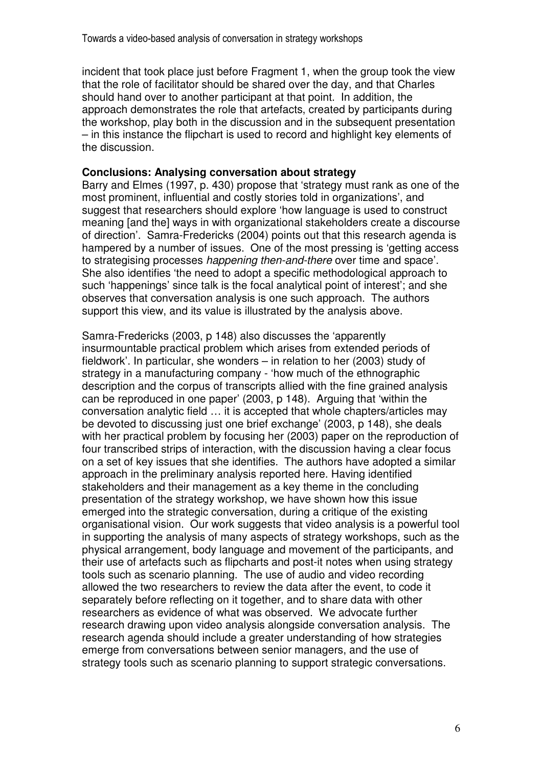incident that took place just before Fragment 1, when the group took the view that the role of facilitator should be shared over the day, and that Charles should hand over to another participant at that point. In addition, the approach demonstrates the role that artefacts, created by participants during the workshop, play both in the discussion and in the subsequent presentation – in this instance the flipchart is used to record and highlight key elements of the discussion.

**Conclusions: Analysing conversation about strategy**

Barry and Elmes (1997, p. 430) propose that 'strategy must rank as one of the most prominent, influential and costly stories told in organizations', and suggest that researchers should explore 'how language is used to construct meaning [and the] ways in with organizational stakeholders create a discourse of direction'. Samra-Fredericks (2004) points out that this research agenda is hampered by a number of issues. One of the most pressing is 'getting access to strategising processes *happening then-and-there* over time and space'. She also identifies 'the need to adopt a specific methodological approach to such 'happenings' since talk is the focal analytical point of interest'; and she observes that conversation analysis is one such approach. The authors support this view, and its value is illustrated by the analysis above.

Samra-Fredericks (2003, p 148) also discusses the 'apparently insurmountable practical problem which arises from extended periods of fieldwork'. In particular, she wonders – in relation to her (2003) study of strategy in a manufacturing company - 'how much of the ethnographic description and the corpus of transcripts allied with the fine grained analysis can be reproduced in one paper' (2003, p 148). Arguing that 'within the conversation analytic field … it is accepted that whole chapters/articles may be devoted to discussing just one brief exchange' (2003, p 148), she deals with her practical problem by focusing her (2003) paper on the reproduction of four transcribed strips of interaction, with the discussion having a clear focus on a set of key issues that she identifies. The authors have adopted a similar approach in the preliminary analysis reported here. Having identified stakeholders and their management as a key theme in the concluding presentation of the strategy workshop, we have shown how this issue emerged into the strategic conversation, during a critique of the existing organisational vision. Our work suggests that video analysis is a powerful tool in supporting the analysis of many aspects of strategy workshops, such as the physical arrangement, body language and movement of the participants, and their use of artefacts such as flipcharts and post-it notes when using strategy tools such as scenario planning. The use of audio and video recording allowed the two researchers to review the data after the event, to code it separately before reflecting on it together, and to share data with other researchers as evidence of what was observed. We advocate further research drawing upon video analysis alongside conversation analysis. The research agenda should include a greater understanding of how strategies emerge from conversations between senior managers, and the use of strategy tools such as scenario planning to support strategic conversations.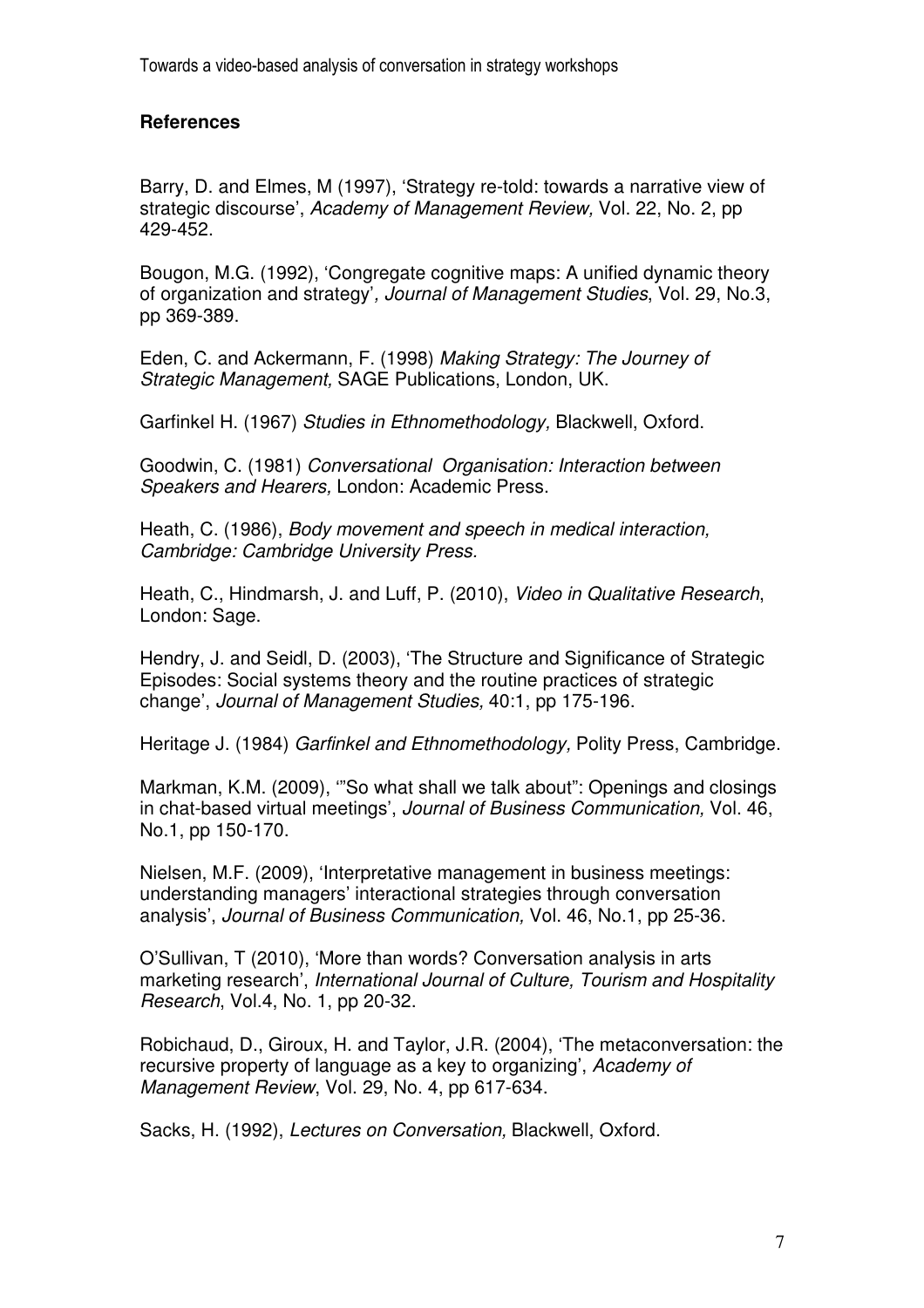## References

Barry, D. and Elmes, M (1997), 'Strategy re-told: towards a narrative view of strategic discourse', *Academy of Management Review,* Vol. 22, No. 2, pp 429-452.

Bougon, M.G. (1992), 'Congregate cognitive maps: A unified dynamic theory of organization and strategy'*, Journal of Management Studies*, Vol. 29, No.3, pp 369-389.

Eden, C. and Ackermann, F. (1998) *Making Strategy: The Journey of Strategic Management,* SAGE Publications, London, UK.

Garfinkel H. (1967) *Studies in Ethnomethodology,* Blackwell, Oxford.

Goodwin, C. (1981) *Conversational Organisation: Interaction between Speakers and Hearers,* London: Academic Press.

Heath, C. (1986), *Body movement and speech in medical interaction, Cambridge: Cambridge University Press.*

Heath, C., Hindmarsh, J. and Luff, P. (2010), *Video in Qualitative Research*, London: Sage.

Hendry, J. and Seidl, D. (2003), 'The Structure and Significance of Strategic Episodes: Social systems theory and the routine practices of strategic change', *Journal of Management Studies,* 40:1, pp 175-196.

Heritage J. (1984) *Garfinkel and Ethnomethodology,* Polity Press, Cambridge.

Markman, K.M. (2009), '"So what shall we talk about": Openings and closings in chat-based virtual meetings', *Journal of Business Communication,* Vol. 46, No.1, pp 150-170.

Nielsen, M.F. (2009), 'Interpretative management in business meetings: understanding managers' interactional strategies through conversation analysis', *Journal of Business Communication,* Vol. 46, No.1, pp 25-36.

O'Sullivan, T (2010), 'More than words? Conversation analysis in arts marketing research', *International Journal of Culture, Tourism and Hospitality Research*, Vol.4, No. 1, pp 20-32.

Robichaud, D., Giroux, H. and Taylor, J.R. (2004), 'The metaconversation: the recursive property of language as a key to organizing', *Academy of Management Review*, Vol. 29, No. 4, pp 617-634.

Sacks, H. (1992), *Lectures on Conversation,* Blackwell, Oxford.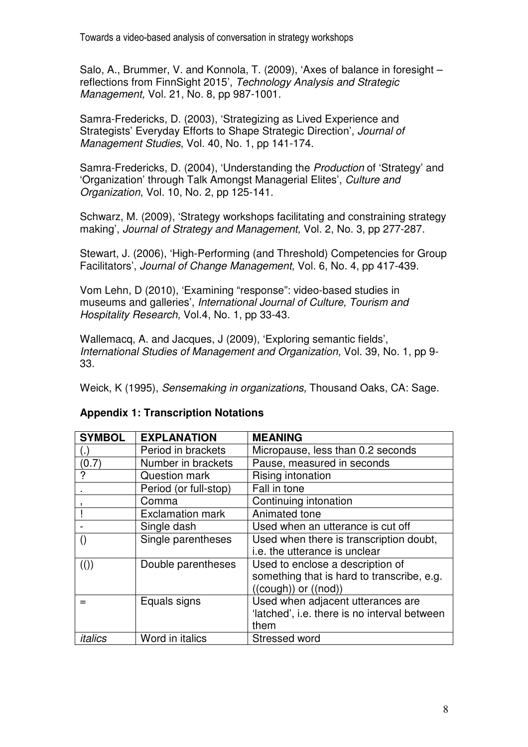Salo, A., Brummer, V. and Konnola, T. (2009), 'Axes of balance in foresight – reflections from FinnSight 2015', *Technology Analysis and Strategic Management,* Vol. 21, No. 8, pp 987-1001.

Samra-Fredericks, D. (2003), 'Strategizing as Lived Experience and Strategists' Everyday Efforts to Shape Strategic Direction', *Journal of Management Studies*, Vol. 40, No. 1, pp 141-174.

Samra-Fredericks, D. (2004), 'Understanding the *Production* of 'Strategy' and 'Organization' through Talk Amongst Managerial Elites', *Culture and Organization*, Vol. 10, No. 2, pp 125-141.

Schwarz, M. (2009), 'Strategy workshops facilitating and constraining strategy making', *Journal of Strategy and Management,* Vol. 2, No. 3, pp 277-287.

Stewart, J. (2006), 'High-Performing (and Threshold) Competencies for Group Facilitators', *Journal of Change Management,* Vol. 6, No. 4, pp 417-439.

Vom Lehn, D (2010), 'Examining "response": video-based studies in museums and galleries', *International Journal of Culture, Tourism and Hospitality Research,* Vol.4, No. 1, pp 33-43.

Wallemacq, A. and Jacques, J (2009), 'Exploring semantic fields', *International Studies of Management and Organization,* Vol. 39, No. 1, pp 9-33.

Weick, K (1995), *Sensemaking in organizations,* Thousand Oaks, CA: Sage.

**Appendix 1: Transcription Notations**

| SYMBOL | EXPLANATION | MEANING |
|---|---|---|
| (.) | Period in brackets | Micropause, less than 0.2 seconds |
| (0.7) | Number in brackets | Pause, measured in seconds |
| ? | Question mark | Rising intonation |
| . | Period (or full-stop) | Fall in tone |
| , | Comma | Continuing intonation |
| ! | Exclamation mark | Animated tone |
| - | Single dash | Used when an utterance is cut off |
| () | Single parentheses | Used when there is transcription doubt, i.e. the utterance is unclear |
| (()) | Double parentheses | Used to enclose a description of something that is hard to transcribe, e.g. ((cough)) or ((nod)) |
| = | Equals signs | Used when adjacent utterances are 'latched', i.e. there is no interval between them |
| *italics* | Word in italics | Stressed word |